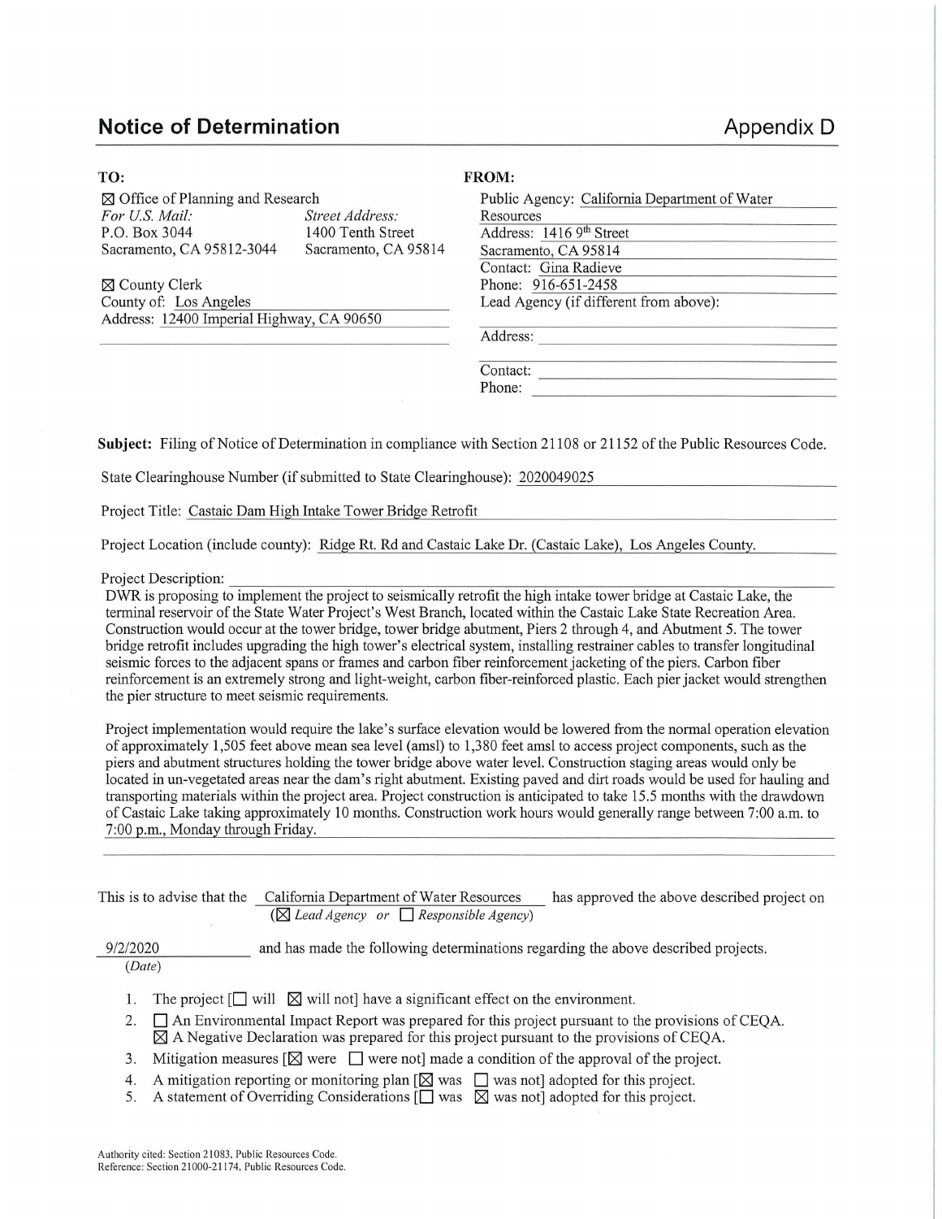## Notice of Determination

Appendix D

**TO:**

☒ Office of Planning and Research

*For U.S. Mail:*
P.O. Box 3044
Sacramento, CA 95812-3044

*Street Address:*
1400 Tenth Street
Sacramento, CA 95814

☒ County Clerk
County of: Los Angeles
Address: 12400 Imperial Highway, CA 90650

**FROM:**

Public Agency: California Department of Water Resources
Address: 1416 9th Street
Sacramento, CA 95814
Contact: Gina Radieve
Phone: 916-651-2458
Lead Agency (if different from above):

Address:

Contact:
Phone:

**Subject:** Filing of Notice of Determination in compliance with Section 21108 or 21152 of the Public Resources Code.

State Clearinghouse Number (if submitted to State Clearinghouse): 2020049025

Project Title: Castaic Dam High Intake Tower Bridge Retrofit

Project Location (include county): Ridge Rt. Rd and Castaic Lake Dr. (Castaic Lake), Los Angeles County.

Project Description:

DWR is proposing to implement the project to seismically retrofit the high intake tower bridge at Castaic Lake, the terminal reservoir of the State Water Project's West Branch, located within the Castaic Lake State Recreation Area. Construction would occur at the tower bridge, tower bridge abutment, Piers 2 through 4, and Abutment 5. The tower bridge retrofit includes upgrading the high tower's electrical system, installing restrainer cables to transfer longitudinal seismic forces to the adjacent spans or frames and carbon fiber reinforcement jacketing of the piers. Carbon fiber reinforcement is an extremely strong and light-weight, carbon fiber-reinforced plastic. Each pier jacket would strengthen the pier structure to meet seismic requirements.

Project implementation would require the lake's surface elevation would be lowered from the normal operation elevation of approximately 1,505 feet above mean sea level (amsl) to 1,380 feet amsl to access project components, such as the piers and abutment structures holding the tower bridge above water level. Construction staging areas would only be located in un-vegetated areas near the dam's right abutment. Existing paved and dirt roads would be used for hauling and transporting materials within the project area. Project construction is anticipated to take 15.5 months with the drawdown of Castaic Lake taking approximately 10 months. Construction work hours would generally range between 7:00 a.m. to 7:00 p.m., Monday through Friday.

This is to advise that the California Department of Water Resources (☒ *Lead Agency* or ☐ *Responsible Agency*) has approved the above described project on 9/2/2020 (*Date*) and has made the following determinations regarding the above described projects.

1. The project [☐ will ☒ will not] have a significant effect on the environment.
2. ☐ An Environmental Impact Report was prepared for this project pursuant to the provisions of CEQA.
   ☒ A Negative Declaration was prepared for this project pursuant to the provisions of CEQA.
3. Mitigation measures [☒ were ☐ were not] made a condition of the approval of the project.
4. A mitigation reporting or monitoring plan [☒ was ☐ was not] adopted for this project.
5. A statement of Overriding Considerations [☐ was ☒ was not] adopted for this project.

Authority cited: Section 21083, Public Resources Code.
Reference: Section 21000-21174, Public Resources Code.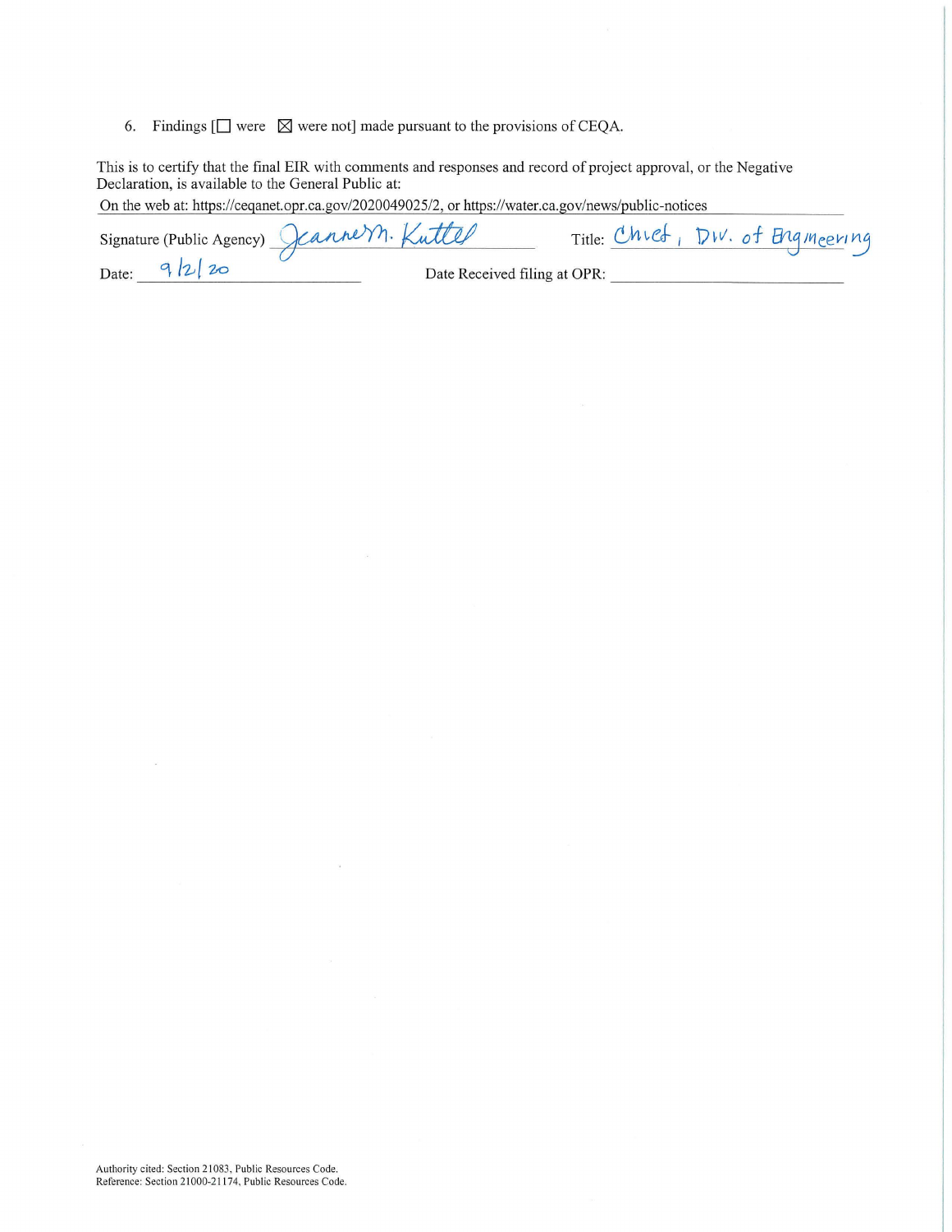6. Findings [☐ were ☒ were not] made pursuant to the provisions of CEQA.

This is to certify that the final EIR with comments and responses and record of project approval, or the Negative Declaration, is available to the General Public at:

On the web at: https://ceqanet.opr.ca.gov/2020049025/2, or https://water.ca.gov/news/public-notices

Signature (Public Agency) Jeanne M. Kuttel Title: Chief, Div. of Engineering

Date: 9/2/20 Date Received filing at OPR: ______________________

Authority cited: Section 21083, Public Resources Code.
Reference: Section 21000-21174, Public Resources Code.